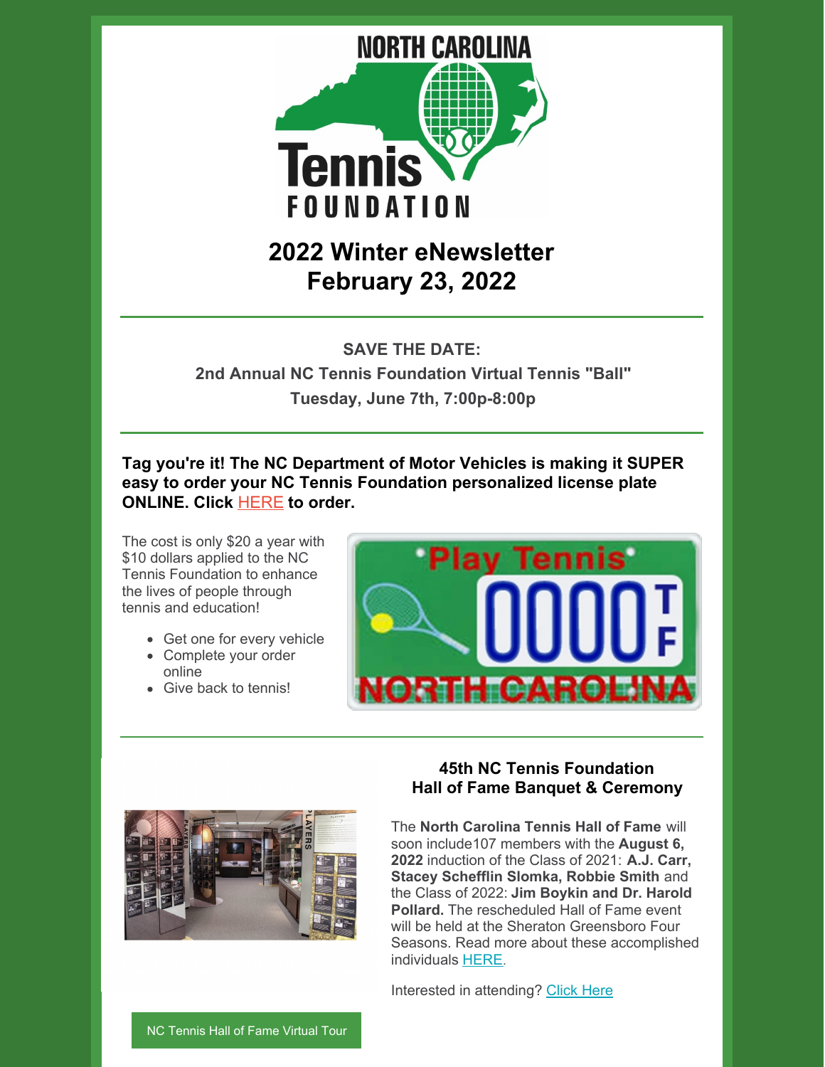NORTH CAROLINA

Tennis

FOUNDATION

# 2022 Winter eNewsletter
# February 23, 2022

---

**SAVE THE DATE:**

**2nd Annual NC Tennis Foundation Virtual Tennis "Ball"**

**Tuesday, June 7th, 7:00p-8:00p**

---

**Tag you're it! The NC Department of Motor Vehicles is making it SUPER easy to order your NC Tennis Foundation personalized license plate ONLINE. Click HERE to order.**

The cost is only $20 a year with $10 dollars applied to the NC Tennis Foundation to enhance the lives of people through tennis and education!

- Get one for every vehicle
- Complete your order online
- Give back to tennis!

---

### 45th NC Tennis Foundation Hall of Fame Banquet & Ceremony

The **North Carolina Tennis Hall of Fame** will soon include107 members with the **August 6, 2022** induction of the Class of 2021: **A.J. Carr, Stacey Scheffin Slomka, Robbie Smith** and the Class of 2022: **Jim Boykin and Dr. Harold Pollard.** The rescheduled Hall of Fame event will be held at the Sheraton Greensboro Four Seasons. Read more about these accomplished individuals HERE.

Interested in attending? Click Here

NC Tennis Hall of Fame Virtual Tour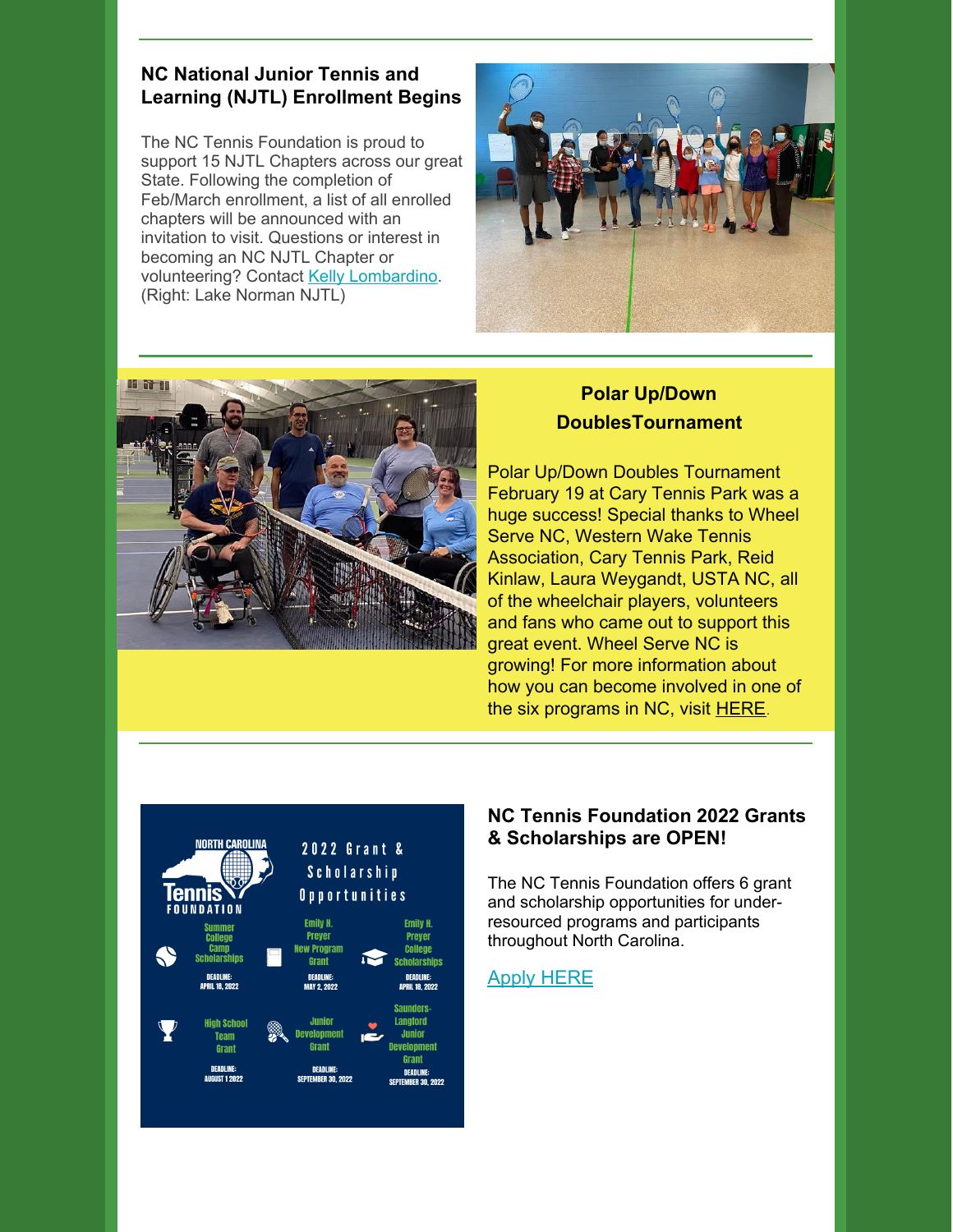## NC National Junior Tennis and Learning (NJTL) Enrollment Begins

The NC Tennis Foundation is proud to support 15 NJTL Chapters across our great State. Following the completion of Feb/March enrollment, a list of all enrolled chapters will be announced with an invitation to visit. Questions or interest in becoming an NC NJTL Chapter or volunteering? Contact Kelly Lombardino. (Right: Lake Norman NJTL)

## Polar Up/Down DoublesTournament

Polar Up/Down Doubles Tournament February 19 at Cary Tennis Park was a huge success! Special thanks to Wheel Serve NC, Western Wake Tennis Association, Cary Tennis Park, Reid Kinlaw, Laura Weygandt, USTA NC, all of the wheelchair players, volunteers and fans who came out to support this great event. Wheel Serve NC is growing! For more information about how you can become involved in one of the six programs in NC, visit HERE.

## NC Tennis Foundation 2022 Grants & Scholarships are OPEN!

The NC Tennis Foundation offers 6 grant and scholarship opportunities for under-resourced programs and participants throughout North Carolina.

Apply HERE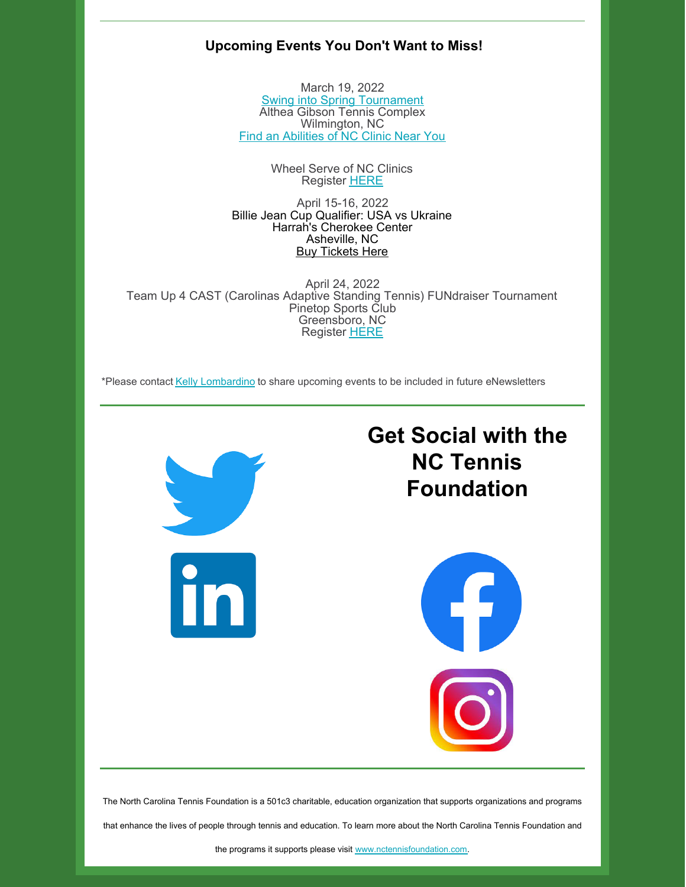### Upcoming Events You Don't Want to Miss!

March 19, 2022
Swing into Spring Tournament
Althea Gibson Tennis Complex
Wilmington, NC
Find an Abilities of NC Clinic Near You

Wheel Serve of NC Clinics
Register HERE

April 15-16, 2022
Billie Jean Cup Qualifier: USA vs Ukraine
Harrah's Cherokee Center
Asheville, NC
Buy Tickets Here

April 24, 2022
Team Up 4 CAST (Carolinas Adaptive Standing Tennis) FUNdraiser Tournament
Pinetop Sports Club
Greensboro, NC
Register HERE

*Please contact Kelly Lombardino to share upcoming events to be included in future eNewsletters

---

## Get Social with the NC Tennis Foundation

---

The North Carolina Tennis Foundation is a 501c3 charitable, education organization that supports organizations and programs that enhance the lives of people through tennis and education. To learn more about the North Carolina Tennis Foundation and the programs it supports please visit www.nctennisfoundation.com.